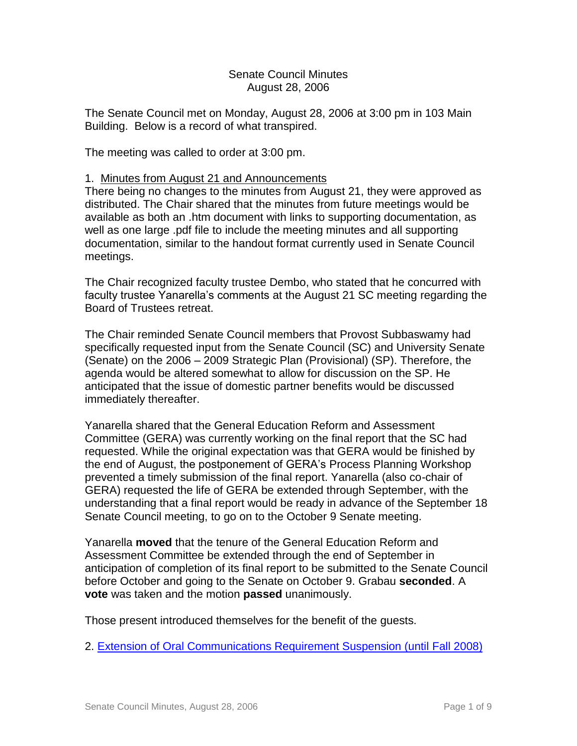Senate Council Minutes
August 28, 2006

The Senate Council met on Monday, August 28, 2006 at 3:00 pm in 103 Main Building. Below is a record of what transpired.

The meeting was called to order at 3:00 pm.

1. Minutes from August 21 and Announcements

There being no changes to the minutes from August 21, they were approved as distributed. The Chair shared that the minutes from future meetings would be available as both an .htm document with links to supporting documentation, as well as one large .pdf file to include the meeting minutes and all supporting documentation, similar to the handout format currently used in Senate Council meetings.

The Chair recognized faculty trustee Dembo, who stated that he concurred with faculty trustee Yanarella's comments at the August 21 SC meeting regarding the Board of Trustees retreat.

The Chair reminded Senate Council members that Provost Subbaswamy had specifically requested input from the Senate Council (SC) and University Senate (Senate) on the 2006 – 2009 Strategic Plan (Provisional) (SP). Therefore, the agenda would be altered somewhat to allow for discussion on the SP. He anticipated that the issue of domestic partner benefits would be discussed immediately thereafter.

Yanarella shared that the General Education Reform and Assessment Committee (GERA) was currently working on the final report that the SC had requested. While the original expectation was that GERA would be finished by the end of August, the postponement of GERA's Process Planning Workshop prevented a timely submission of the final report. Yanarella (also co-chair of GERA) requested the life of GERA be extended through September, with the understanding that a final report would be ready in advance of the September 18 Senate Council meeting, to go on to the October 9 Senate meeting.

Yanarella **moved** that the tenure of the General Education Reform and Assessment Committee be extended through the end of September in anticipation of completion of its final report to be submitted to the Senate Council before October and going to the Senate on October 9. Grabau **seconded**. A **vote** was taken and the motion **passed** unanimously.

Those present introduced themselves for the benefit of the guests.

2. Extension of Oral Communications Requirement Suspension (until Fall 2008)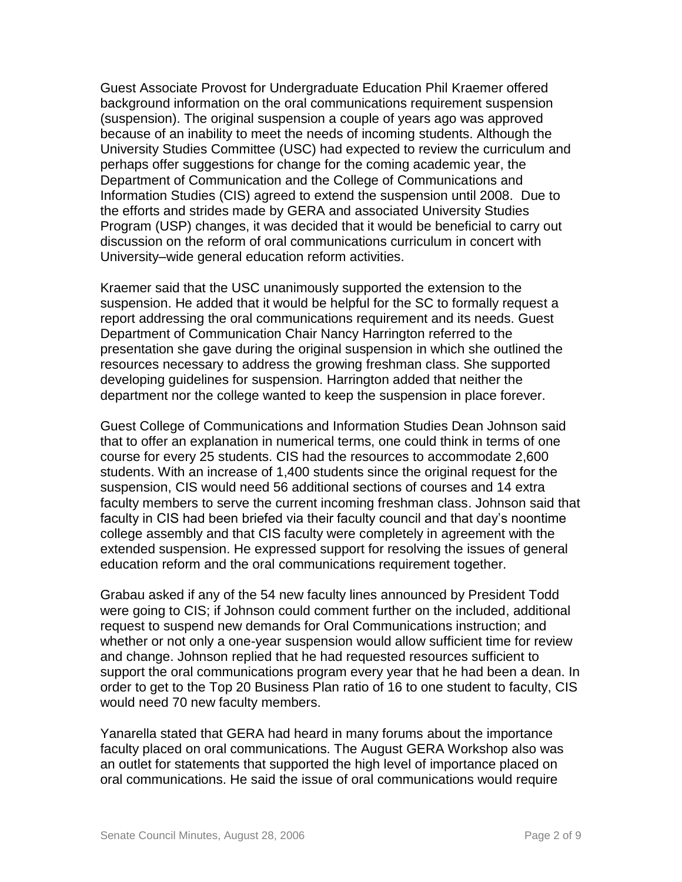Guest Associate Provost for Undergraduate Education Phil Kraemer offered background information on the oral communications requirement suspension (suspension). The original suspension a couple of years ago was approved because of an inability to meet the needs of incoming students. Although the University Studies Committee (USC) had expected to review the curriculum and perhaps offer suggestions for change for the coming academic year, the Department of Communication and the College of Communications and Information Studies (CIS) agreed to extend the suspension until 2008. Due to the efforts and strides made by GERA and associated University Studies Program (USP) changes, it was decided that it would be beneficial to carry out discussion on the reform of oral communications curriculum in concert with University–wide general education reform activities.

Kraemer said that the USC unanimously supported the extension to the suspension. He added that it would be helpful for the SC to formally request a report addressing the oral communications requirement and its needs. Guest Department of Communication Chair Nancy Harrington referred to the presentation she gave during the original suspension in which she outlined the resources necessary to address the growing freshman class. She supported developing guidelines for suspension. Harrington added that neither the department nor the college wanted to keep the suspension in place forever.

Guest College of Communications and Information Studies Dean Johnson said that to offer an explanation in numerical terms, one could think in terms of one course for every 25 students. CIS had the resources to accommodate 2,600 students. With an increase of 1,400 students since the original request for the suspension, CIS would need 56 additional sections of courses and 14 extra faculty members to serve the current incoming freshman class. Johnson said that faculty in CIS had been briefed via their faculty council and that day's noontime college assembly and that CIS faculty were completely in agreement with the extended suspension. He expressed support for resolving the issues of general education reform and the oral communications requirement together.

Grabau asked if any of the 54 new faculty lines announced by President Todd were going to CIS; if Johnson could comment further on the included, additional request to suspend new demands for Oral Communications instruction; and whether or not only a one-year suspension would allow sufficient time for review and change. Johnson replied that he had requested resources sufficient to support the oral communications program every year that he had been a dean. In order to get to the Top 20 Business Plan ratio of 16 to one student to faculty, CIS would need 70 new faculty members.

Yanarella stated that GERA had heard in many forums about the importance faculty placed on oral communications. The August GERA Workshop also was an outlet for statements that supported the high level of importance placed on oral communications. He said the issue of oral communications would require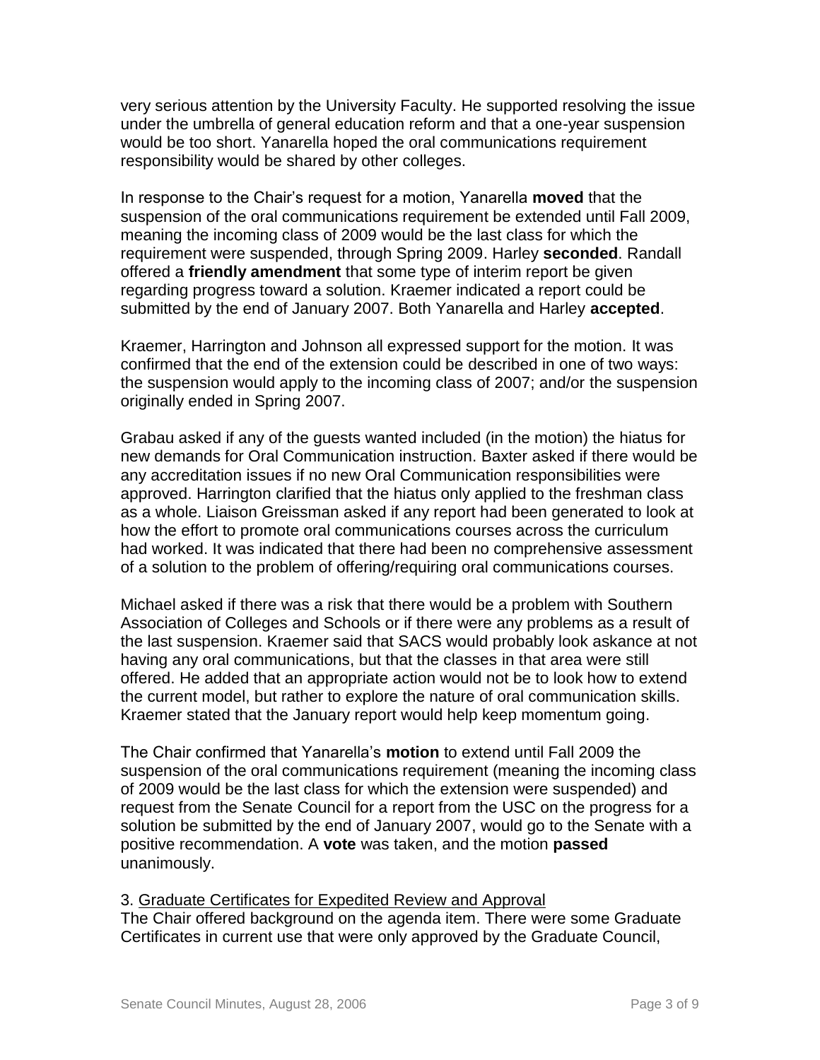very serious attention by the University Faculty. He supported resolving the issue under the umbrella of general education reform and that a one-year suspension would be too short. Yanarella hoped the oral communications requirement responsibility would be shared by other colleges.

In response to the Chair's request for a motion, Yanarella **moved** that the suspension of the oral communications requirement be extended until Fall 2009, meaning the incoming class of 2009 would be the last class for which the requirement were suspended, through Spring 2009. Harley **seconded**. Randall offered a **friendly amendment** that some type of interim report be given regarding progress toward a solution. Kraemer indicated a report could be submitted by the end of January 2007. Both Yanarella and Harley **accepted**.

Kraemer, Harrington and Johnson all expressed support for the motion. It was confirmed that the end of the extension could be described in one of two ways: the suspension would apply to the incoming class of 2007; and/or the suspension originally ended in Spring 2007.

Grabau asked if any of the guests wanted included (in the motion) the hiatus for new demands for Oral Communication instruction. Baxter asked if there would be any accreditation issues if no new Oral Communication responsibilities were approved. Harrington clarified that the hiatus only applied to the freshman class as a whole. Liaison Greissman asked if any report had been generated to look at how the effort to promote oral communications courses across the curriculum had worked. It was indicated that there had been no comprehensive assessment of a solution to the problem of offering/requiring oral communications courses.

Michael asked if there was a risk that there would be a problem with Southern Association of Colleges and Schools or if there were any problems as a result of the last suspension. Kraemer said that SACS would probably look askance at not having any oral communications, but that the classes in that area were still offered. He added that an appropriate action would not be to look how to extend the current model, but rather to explore the nature of oral communication skills. Kraemer stated that the January report would help keep momentum going.

The Chair confirmed that Yanarella's **motion** to extend until Fall 2009 the suspension of the oral communications requirement (meaning the incoming class of 2009 would be the last class for which the extension were suspended) and request from the Senate Council for a report from the USC on the progress for a solution be submitted by the end of January 2007, would go to the Senate with a positive recommendation. A **vote** was taken, and the motion **passed** unanimously.

3. Graduate Certificates for Expedited Review and Approval

The Chair offered background on the agenda item. There were some Graduate Certificates in current use that were only approved by the Graduate Council,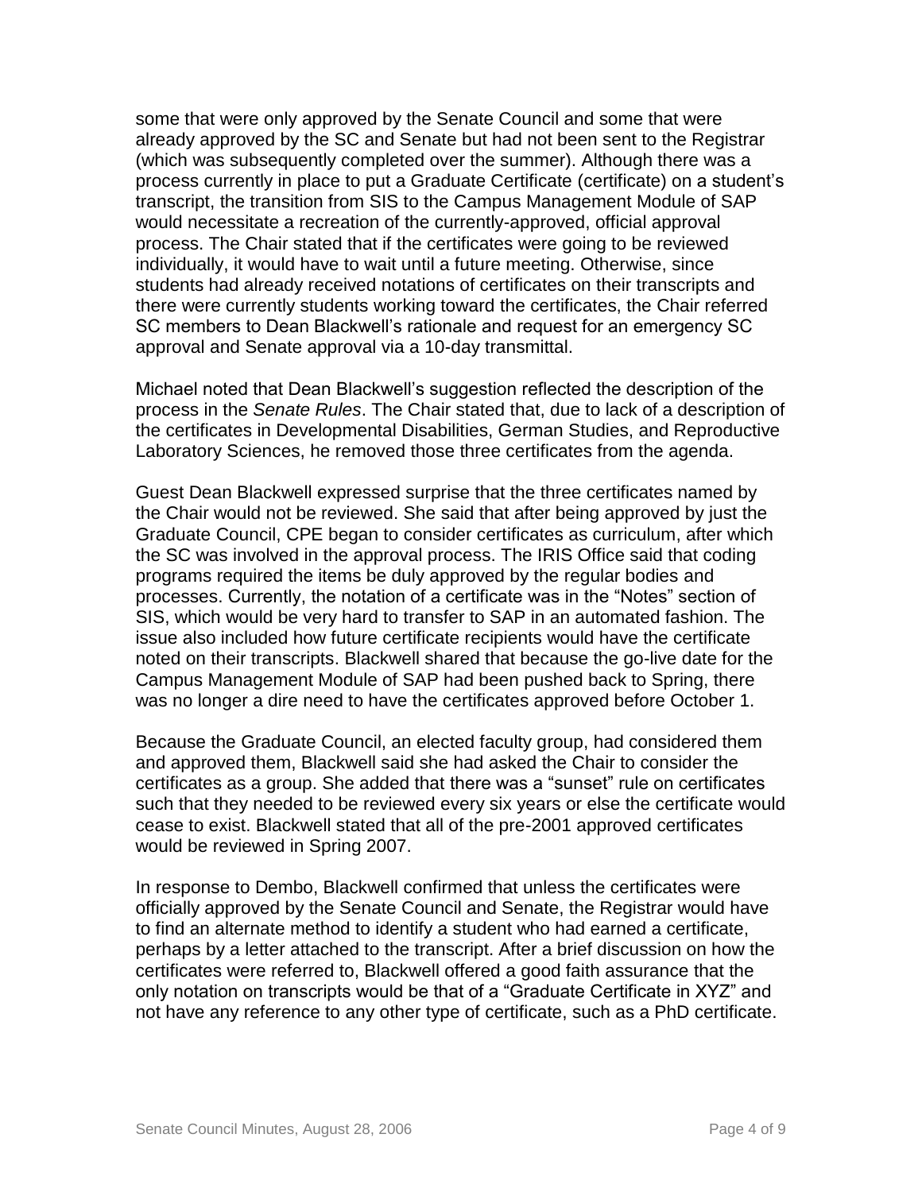some that were only approved by the Senate Council and some that were already approved by the SC and Senate but had not been sent to the Registrar (which was subsequently completed over the summer). Although there was a process currently in place to put a Graduate Certificate (certificate) on a student's transcript, the transition from SIS to the Campus Management Module of SAP would necessitate a recreation of the currently-approved, official approval process. The Chair stated that if the certificates were going to be reviewed individually, it would have to wait until a future meeting. Otherwise, since students had already received notations of certificates on their transcripts and there were currently students working toward the certificates, the Chair referred SC members to Dean Blackwell's rationale and request for an emergency SC approval and Senate approval via a 10-day transmittal.

Michael noted that Dean Blackwell's suggestion reflected the description of the process in the *Senate Rules*. The Chair stated that, due to lack of a description of the certificates in Developmental Disabilities, German Studies, and Reproductive Laboratory Sciences, he removed those three certificates from the agenda.

Guest Dean Blackwell expressed surprise that the three certificates named by the Chair would not be reviewed. She said that after being approved by just the Graduate Council, CPE began to consider certificates as curriculum, after which the SC was involved in the approval process. The IRIS Office said that coding programs required the items be duly approved by the regular bodies and processes. Currently, the notation of a certificate was in the "Notes" section of SIS, which would be very hard to transfer to SAP in an automated fashion. The issue also included how future certificate recipients would have the certificate noted on their transcripts. Blackwell shared that because the go-live date for the Campus Management Module of SAP had been pushed back to Spring, there was no longer a dire need to have the certificates approved before October 1.

Because the Graduate Council, an elected faculty group, had considered them and approved them, Blackwell said she had asked the Chair to consider the certificates as a group. She added that there was a "sunset" rule on certificates such that they needed to be reviewed every six years or else the certificate would cease to exist. Blackwell stated that all of the pre-2001 approved certificates would be reviewed in Spring 2007.

In response to Dembo, Blackwell confirmed that unless the certificates were officially approved by the Senate Council and Senate, the Registrar would have to find an alternate method to identify a student who had earned a certificate, perhaps by a letter attached to the transcript. After a brief discussion on how the certificates were referred to, Blackwell offered a good faith assurance that the only notation on transcripts would be that of a "Graduate Certificate in XYZ" and not have any reference to any other type of certificate, such as a PhD certificate.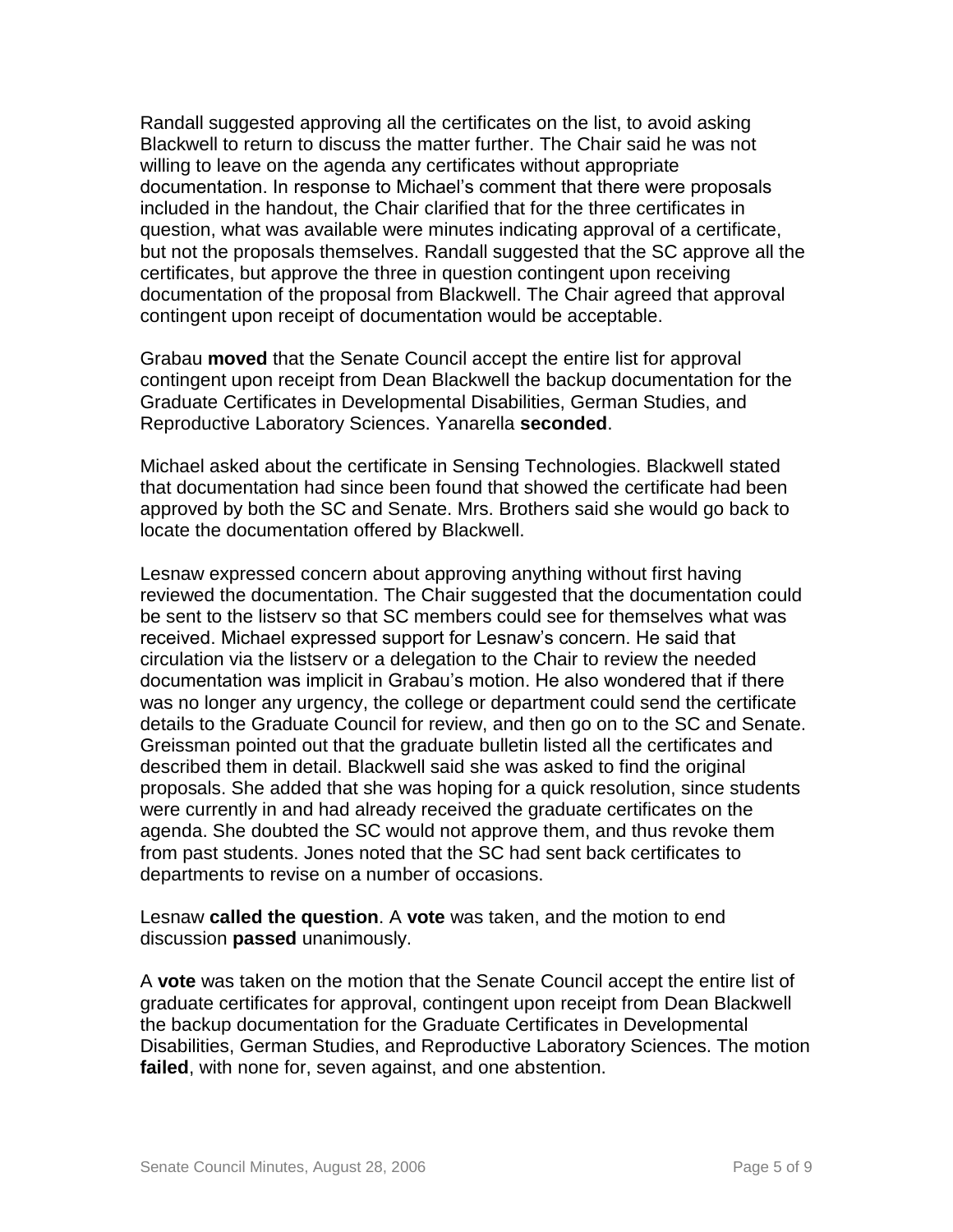Randall suggested approving all the certificates on the list, to avoid asking Blackwell to return to discuss the matter further. The Chair said he was not willing to leave on the agenda any certificates without appropriate documentation. In response to Michael's comment that there were proposals included in the handout, the Chair clarified that for the three certificates in question, what was available were minutes indicating approval of a certificate, but not the proposals themselves. Randall suggested that the SC approve all the certificates, but approve the three in question contingent upon receiving documentation of the proposal from Blackwell. The Chair agreed that approval contingent upon receipt of documentation would be acceptable.

Grabau **moved** that the Senate Council accept the entire list for approval contingent upon receipt from Dean Blackwell the backup documentation for the Graduate Certificates in Developmental Disabilities, German Studies, and Reproductive Laboratory Sciences. Yanarella **seconded**.

Michael asked about the certificate in Sensing Technologies. Blackwell stated that documentation had since been found that showed the certificate had been approved by both the SC and Senate. Mrs. Brothers said she would go back to locate the documentation offered by Blackwell.

Lesnaw expressed concern about approving anything without first having reviewed the documentation. The Chair suggested that the documentation could be sent to the listserv so that SC members could see for themselves what was received. Michael expressed support for Lesnaw's concern. He said that circulation via the listserv or a delegation to the Chair to review the needed documentation was implicit in Grabau's motion. He also wondered that if there was no longer any urgency, the college or department could send the certificate details to the Graduate Council for review, and then go on to the SC and Senate. Greissman pointed out that the graduate bulletin listed all the certificates and described them in detail. Blackwell said she was asked to find the original proposals. She added that she was hoping for a quick resolution, since students were currently in and had already received the graduate certificates on the agenda. She doubted the SC would not approve them, and thus revoke them from past students. Jones noted that the SC had sent back certificates to departments to revise on a number of occasions.

Lesnaw **called the question**. A **vote** was taken, and the motion to end discussion **passed** unanimously.

A **vote** was taken on the motion that the Senate Council accept the entire list of graduate certificates for approval, contingent upon receipt from Dean Blackwell the backup documentation for the Graduate Certificates in Developmental Disabilities, German Studies, and Reproductive Laboratory Sciences. The motion **failed**, with none for, seven against, and one abstention.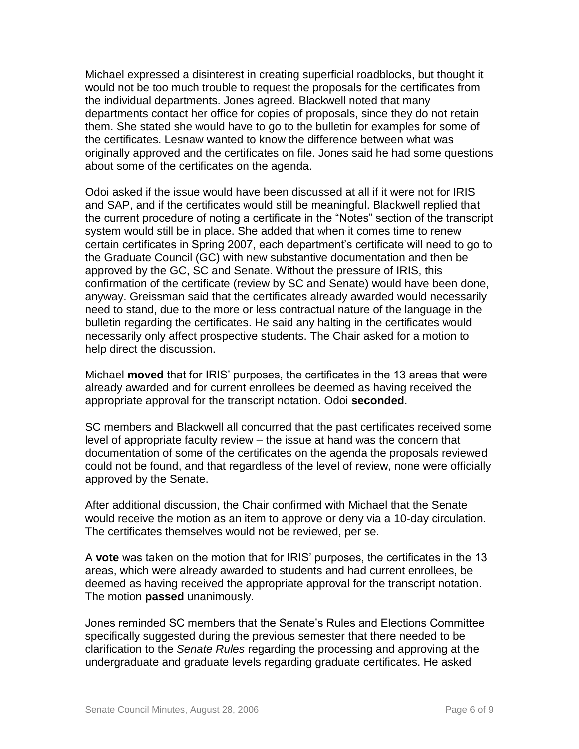Michael expressed a disinterest in creating superficial roadblocks, but thought it would not be too much trouble to request the proposals for the certificates from the individual departments. Jones agreed. Blackwell noted that many departments contact her office for copies of proposals, since they do not retain them. She stated she would have to go to the bulletin for examples for some of the certificates. Lesnaw wanted to know the difference between what was originally approved and the certificates on file. Jones said he had some questions about some of the certificates on the agenda.

Odoi asked if the issue would have been discussed at all if it were not for IRIS and SAP, and if the certificates would still be meaningful. Blackwell replied that the current procedure of noting a certificate in the "Notes" section of the transcript system would still be in place. She added that when it comes time to renew certain certificates in Spring 2007, each department's certificate will need to go to the Graduate Council (GC) with new substantive documentation and then be approved by the GC, SC and Senate. Without the pressure of IRIS, this confirmation of the certificate (review by SC and Senate) would have been done, anyway. Greissman said that the certificates already awarded would necessarily need to stand, due to the more or less contractual nature of the language in the bulletin regarding the certificates. He said any halting in the certificates would necessarily only affect prospective students. The Chair asked for a motion to help direct the discussion.

Michael **moved** that for IRIS' purposes, the certificates in the 13 areas that were already awarded and for current enrollees be deemed as having received the appropriate approval for the transcript notation. Odoi **seconded**.

SC members and Blackwell all concurred that the past certificates received some level of appropriate faculty review – the issue at hand was the concern that documentation of some of the certificates on the agenda the proposals reviewed could not be found, and that regardless of the level of review, none were officially approved by the Senate.

After additional discussion, the Chair confirmed with Michael that the Senate would receive the motion as an item to approve or deny via a 10-day circulation. The certificates themselves would not be reviewed, per se.

A **vote** was taken on the motion that for IRIS' purposes, the certificates in the 13 areas, which were already awarded to students and had current enrollees, be deemed as having received the appropriate approval for the transcript notation. The motion **passed** unanimously.

Jones reminded SC members that the Senate's Rules and Elections Committee specifically suggested during the previous semester that there needed to be clarification to the *Senate Rules* regarding the processing and approving at the undergraduate and graduate levels regarding graduate certificates. He asked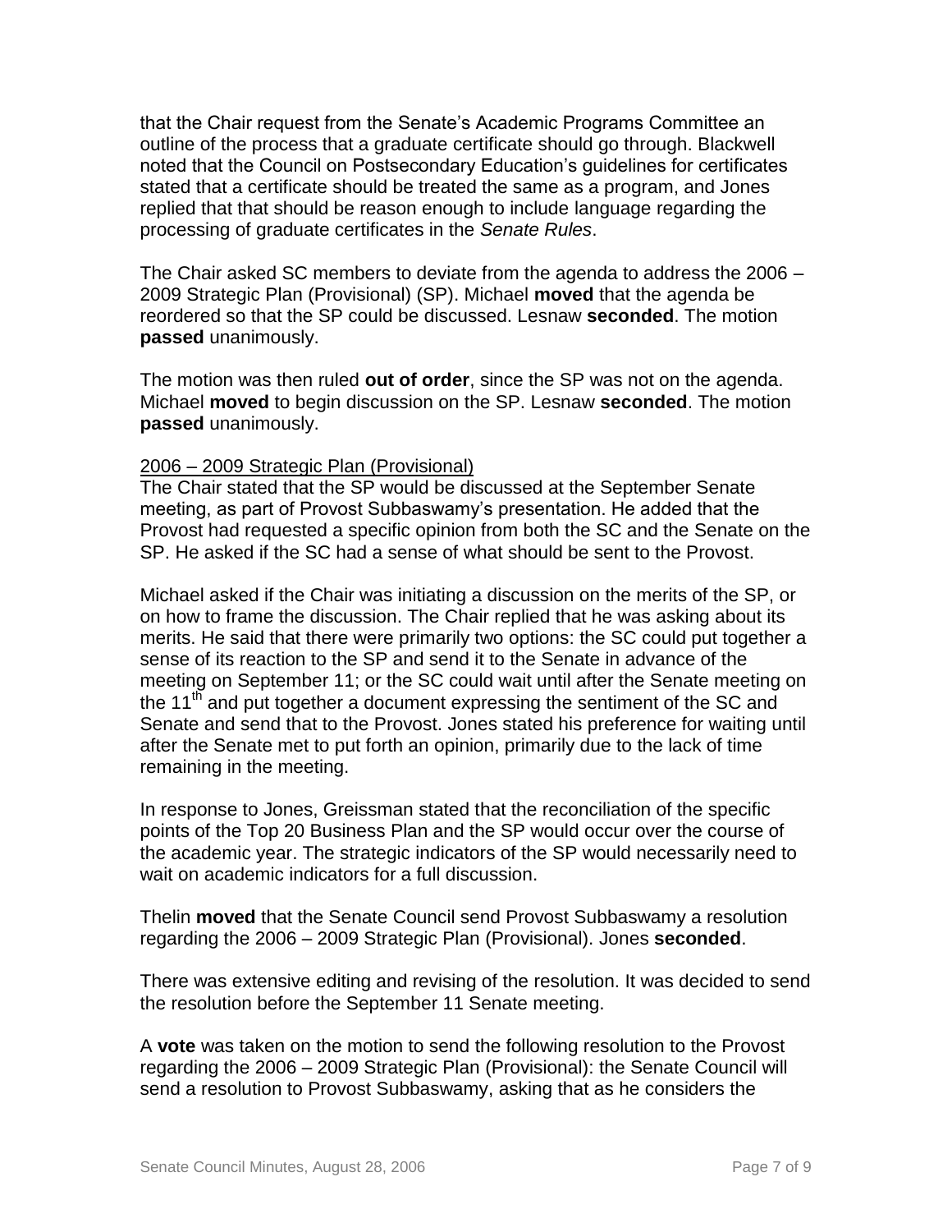that the Chair request from the Senate's Academic Programs Committee an outline of the process that a graduate certificate should go through. Blackwell noted that the Council on Postsecondary Education's guidelines for certificates stated that a certificate should be treated the same as a program, and Jones replied that that should be reason enough to include language regarding the processing of graduate certificates in the *Senate Rules*.

The Chair asked SC members to deviate from the agenda to address the 2006 – 2009 Strategic Plan (Provisional) (SP). Michael **moved** that the agenda be reordered so that the SP could be discussed. Lesnaw **seconded**. The motion **passed** unanimously.

The motion was then ruled **out of order**, since the SP was not on the agenda. Michael **moved** to begin discussion on the SP. Lesnaw **seconded**. The motion **passed** unanimously.

<u>2006 – 2009 Strategic Plan (Provisional)</u>
The Chair stated that the SP would be discussed at the September Senate meeting, as part of Provost Subbaswamy's presentation. He added that the Provost had requested a specific opinion from both the SC and the Senate on the SP. He asked if the SC had a sense of what should be sent to the Provost.

Michael asked if the Chair was initiating a discussion on the merits of the SP, or on how to frame the discussion. The Chair replied that he was asking about its merits. He said that there were primarily two options: the SC could put together a sense of its reaction to the SP and send it to the Senate in advance of the meeting on September 11; or the SC could wait until after the Senate meeting on the 11th and put together a document expressing the sentiment of the SC and Senate and send that to the Provost. Jones stated his preference for waiting until after the Senate met to put forth an opinion, primarily due to the lack of time remaining in the meeting.

In response to Jones, Greissman stated that the reconciliation of the specific points of the Top 20 Business Plan and the SP would occur over the course of the academic year. The strategic indicators of the SP would necessarily need to wait on academic indicators for a full discussion.

Thelin **moved** that the Senate Council send Provost Subbaswamy a resolution regarding the 2006 – 2009 Strategic Plan (Provisional). Jones **seconded**.

There was extensive editing and revising of the resolution. It was decided to send the resolution before the September 11 Senate meeting.

A **vote** was taken on the motion to send the following resolution to the Provost regarding the 2006 – 2009 Strategic Plan (Provisional): the Senate Council will send a resolution to Provost Subbaswamy, asking that as he considers the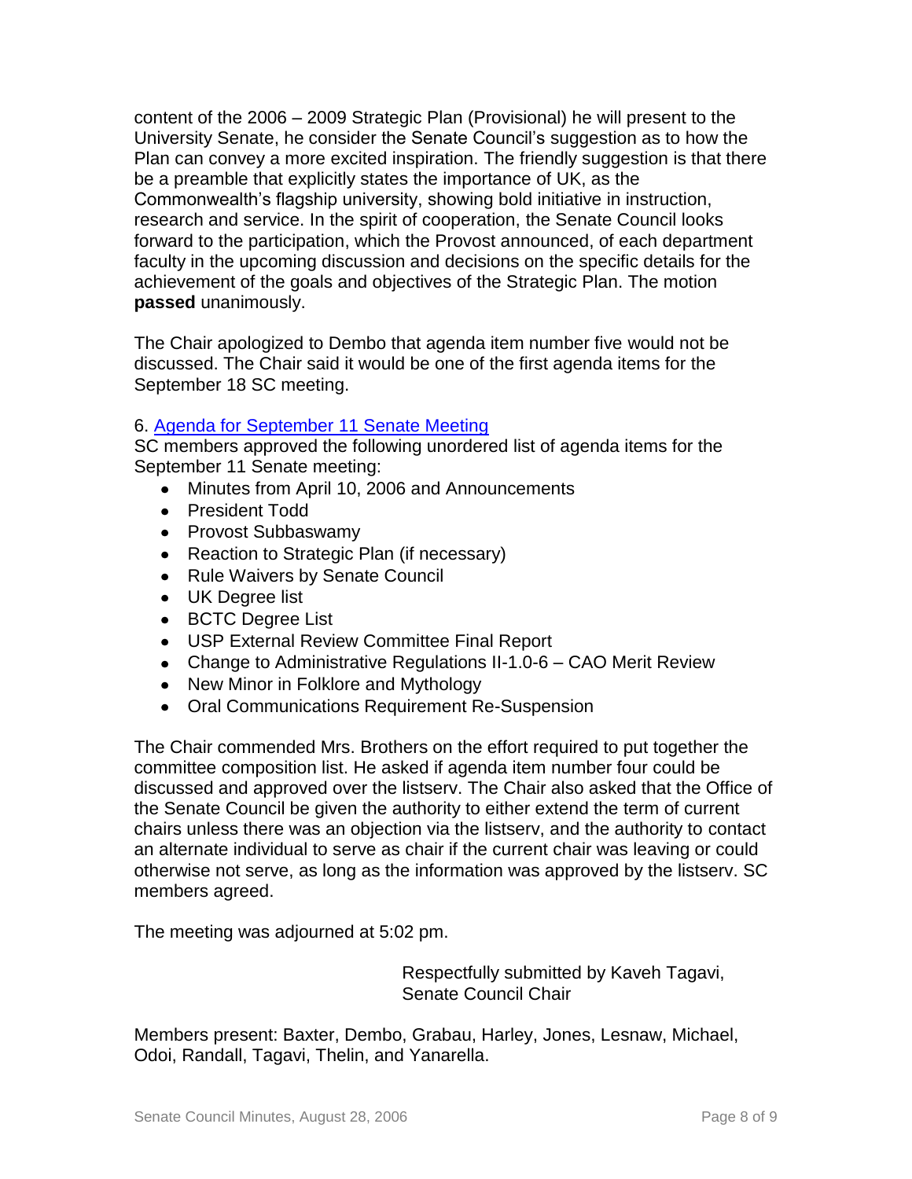content of the 2006 – 2009 Strategic Plan (Provisional) he will present to the University Senate, he consider the Senate Council's suggestion as to how the Plan can convey a more excited inspiration. The friendly suggestion is that there be a preamble that explicitly states the importance of UK, as the Commonwealth's flagship university, showing bold initiative in instruction, research and service. In the spirit of cooperation, the Senate Council looks forward to the participation, which the Provost announced, of each department faculty in the upcoming discussion and decisions on the specific details for the achievement of the goals and objectives of the Strategic Plan. The motion **passed** unanimously.

The Chair apologized to Dembo that agenda item number five would not be discussed. The Chair said it would be one of the first agenda items for the September 18 SC meeting.

6. Agenda for September 11 Senate Meeting

SC members approved the following unordered list of agenda items for the September 11 Senate meeting:

- Minutes from April 10, 2006 and Announcements
- President Todd
- Provost Subbaswamy
- Reaction to Strategic Plan (if necessary)
- Rule Waivers by Senate Council
- UK Degree list
- BCTC Degree List
- USP External Review Committee Final Report
- Change to Administrative Regulations II-1.0-6 – CAO Merit Review
- New Minor in Folklore and Mythology
- Oral Communications Requirement Re-Suspension

The Chair commended Mrs. Brothers on the effort required to put together the committee composition list. He asked if agenda item number four could be discussed and approved over the listserv. The Chair also asked that the Office of the Senate Council be given the authority to either extend the term of current chairs unless there was an objection via the listserv, and the authority to contact an alternate individual to serve as chair if the current chair was leaving or could otherwise not serve, as long as the information was approved by the listserv. SC members agreed.

The meeting was adjourned at 5:02 pm.

Respectfully submitted by Kaveh Tagavi,
Senate Council Chair

Members present: Baxter, Dembo, Grabau, Harley, Jones, Lesnaw, Michael, Odoi, Randall, Tagavi, Thelin, and Yanarella.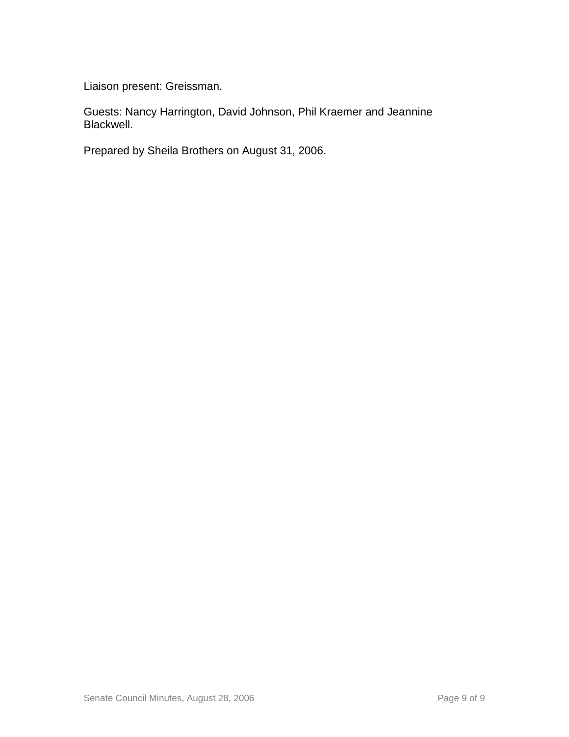Liaison present: Greissman.

Guests: Nancy Harrington, David Johnson, Phil Kraemer and Jeannine Blackwell.

Prepared by Sheila Brothers on August 31, 2006.